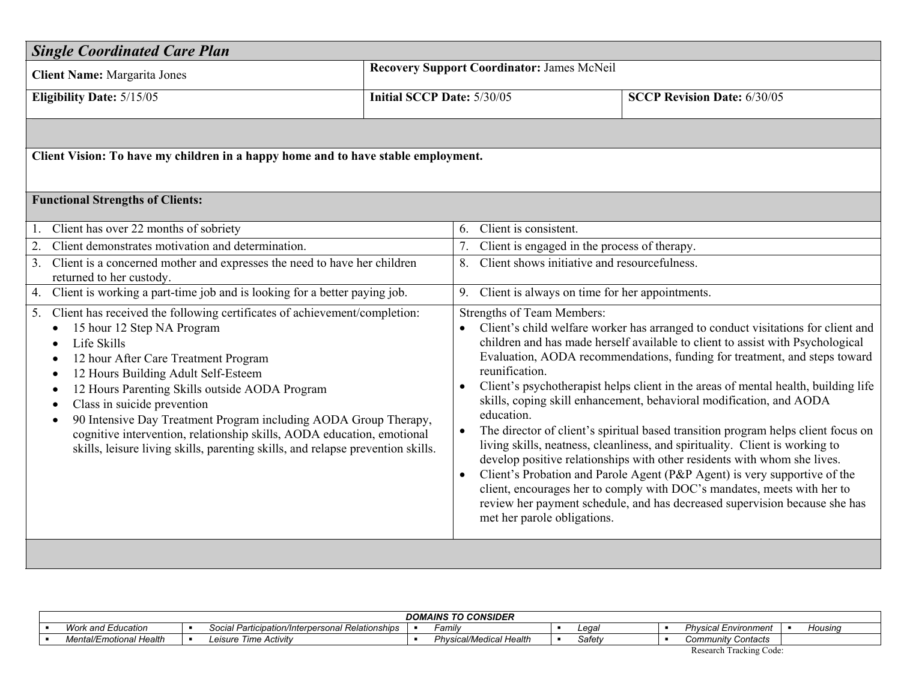## *Single Coordinated Care Plan*

| **Client Name:** Margarita Jones | **Recovery Support Coordinator:** James McNeil | |
|---|---|---|
| **Eligibility Date:** 5/15/05 | **Initial SCCP Date:** 5/30/05 | **SCCP Revision Date:** 6/30/05 |

**Client Vision: To have my children in a happy home and to have stable employment.**

**Functional Strengths of Clients:**

| | |
|---|---|
| 1. Client has over 22 months of sobriety | 6. Client is consistent. |
| 2. Client demonstrates motivation and determination. | 7. Client is engaged in the process of therapy. |
| 3. Client is a concerned mother and expresses the need to have her children returned to her custody. | 8. Client shows initiative and resourcefulness. |
| 4. Client is working a part-time job and is looking for a better paying job. | 9. Client is always on time for her appointments. |
| 5. Client has received the following certificates of achievement/completion:<br>• 15 hour 12 Step NA Program<br>• Life Skills<br>• 12 hour After Care Treatment Program<br>• 12 Hours Building Adult Self-Esteem<br>• 12 Hours Parenting Skills outside AODA Program<br>• Class in suicide prevention<br>• 90 Intensive Day Treatment Program including AODA Group Therapy, cognitive intervention, relationship skills, AODA education, emotional skills, leisure living skills, parenting skills, and relapse prevention skills. | Strengths of Team Members:<br>• Client's child welfare worker has arranged to conduct visitations for client and children and has made herself available to client to assist with Psychological Evaluation, AODA recommendations, funding for treatment, and steps toward reunification.<br>• Client's psychotherapist helps client in the areas of mental health, building life skills, coping skill enhancement, behavioral modification, and AODA education.<br>• The director of client's spiritual based transition program helps client focus on living skills, neatness, cleanliness, and spirituality. Client is working to develop positive relationships with other residents with whom she lives.<br>• Client's Probation and Parole Agent (P&P Agent) is very supportive of the client, encourages her to comply with DOC's mandates, meets with her to review her payment schedule, and has decreased supervision because she has met her parole obligations. |

| ***DOMAINS TO CONSIDER*** | | | | | |
|---|---|---|---|---|---|
| ▪ *Work and Education* | ▪ *Social Participation/Interpersonal Relationships* | ▪ *Family* | ▪ *Legal* | ▪ *Physical Environment* | ▪ *Housing* |
| ▪ *Mental/Emotional Health* | ▪ *Leisure Time Activity* | ▪ *Physical/Medical Health* | ▪ *Safety* | ▪ *Community Contacts* | |

Research Tracking Code: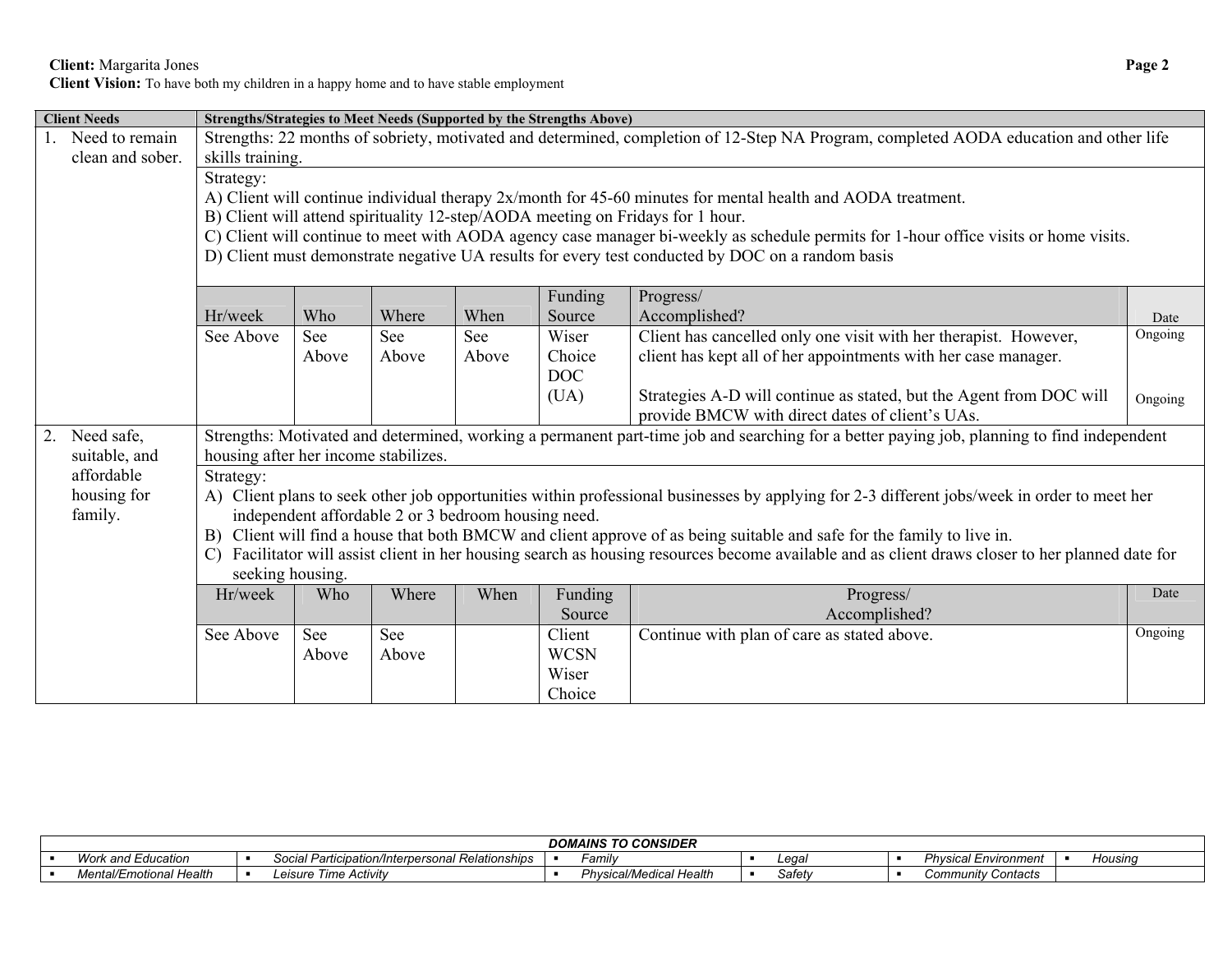**Client:** Margarita Jones

**Client Vision:** To have both my children in a happy home and to have stable employment

| Client Needs | Strengths/Strategies to Meet Needs (Supported by the Strengths Above) | | | | | | |
|---|---|---|---|---|---|---|---|
| 1. Need to remain clean and sober. | Strengths: 22 months of sobriety, motivated and determined, completion of 12-Step NA Program, completed AODA education and other life skills training. | | | | | | |
| | Strategy:<br>A) Client will continue individual therapy 2x/month for 45-60 minutes for mental health and AODA treatment.<br>B) Client will attend spirituality 12-step/AODA meeting on Fridays for 1 hour.<br>C) Client will continue to meet with AODA agency case manager bi-weekly as schedule permits for 1-hour office visits or home visits.<br>D) Client must demonstrate negative UA results for every test conducted by DOC on a random basis | | | | | | |
| | Hr/week | Who | Where | When | Funding Source | Progress/ Accomplished? | Date |
| | See Above | See Above | See Above | See Above | Wiser Choice DOC (UA) | Client has cancelled only one visit with her therapist. However, client has kept all of her appointments with her case manager.<br><br>Strategies A-D will continue as stated, but the Agent from DOC will provide BMCW with direct dates of client's UAs. | Ongoing<br><br>Ongoing |
| 2. Need safe, suitable, and affordable housing for family. | Strengths: Motivated and determined, working a permanent part-time job and searching for a better paying job, planning to find independent housing after her income stabilizes. | | | | | | |
| | Strategy:<br>A) Client plans to seek other job opportunities within professional businesses by applying for 2-3 different jobs/week in order to meet her independent affordable 2 or 3 bedroom housing need.<br>B) Client will find a house that both BMCW and client approve of as being suitable and safe for the family to live in.<br>C) Facilitator will assist client in her housing search as housing resources become available and as client draws closer to her planned date for seeking housing. | | | | | | |
| | Hr/week | Who | Where | When | Funding Source | Progress/ Accomplished? | Date |
| | See Above | See Above | See Above | | Client WCSN Wiser Choice | Continue with plan of care as stated above. | Ongoing |

| DOMAINS TO CONSIDER | | | | | |
|---|---|---|---|---|---|
| ▪ *Work and Education* | ▪ *Social Participation/Interpersonal Relationships* | ▪ *Family* | ▪ *Legal* | ▪ *Physical Environment* | ▪ *Housing* |
| ▪ *Mental/Emotional Health* | ▪ *Leisure Time Activity* | ▪ *Physical/Medical Health* | ▪ *Safety* | ▪ *Community Contacts* | |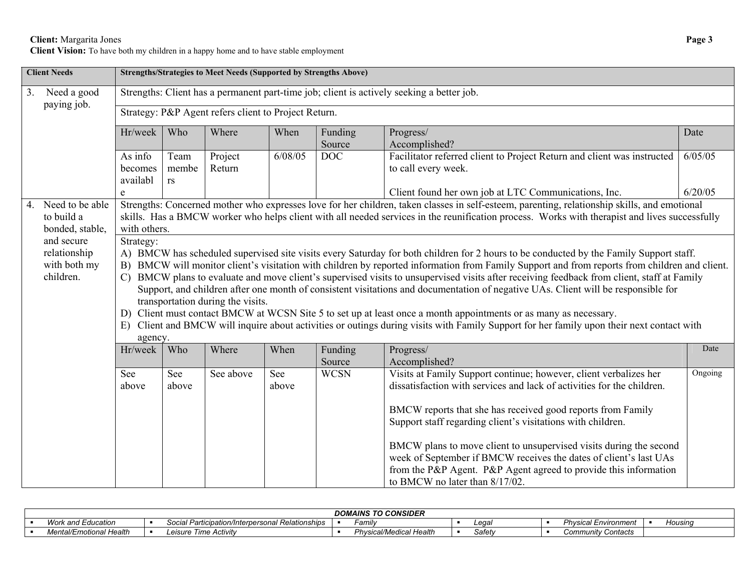**Client:** Margarita Jones

**Client Vision:** To have both my children in a happy home and to have stable employment

| Client Needs | Strengths/Strategies to Meet Needs (Supported by Strengths Above) | | | | | | |
|---|---|---|---|---|---|---|---|
| 3. Need a good paying job. | Strengths: Client has a permanent part-time job; client is actively seeking a better job. | | | | | | |
| | Strategy: P&P Agent refers client to Project Return. | | | | | | |
| | Hr/week | Who | Where | When | Funding Source | Progress/ Accomplished? | Date |
| | As info becomes available | Team members | Project Return | 6/08/05 | DOC | Facilitator referred client to Project Return and client was instructed to call every week.<br><br>Client found her own job at LTC Communications, Inc. | 6/05/05<br><br>6/20/05 |
| 4. Need to be able to build a bonded, stable, and secure relationship with both my children. | Strengths: Concerned mother who expresses love for her children, taken classes in self-esteem, parenting, relationship skills, and emotional skills. Has a BMCW worker who helps client with all needed services in the reunification process. Works with therapist and lives successfully with others. | | | | | | |
| | Strategy:<br>A) BMCW has scheduled supervised site visits every Saturday for both children for 2 hours to be conducted by the Family Support staff.<br>B) BMCW will monitor client's visitation with children by reported information from Family Support and from reports from children and client.<br>C) BMCW plans to evaluate and move client's supervised visits to unsupervised visits after receiving feedback from client, staff at Family Support, and children after one month of consistent visitations and documentation of negative UAs. Client will be responsible for transportation during the visits.<br>D) Client must contact BMCW at WCSN Site 5 to set up at least once a month appointments or as many as necessary.<br>E) Client and BMCW will inquire about activities or outings during visits with Family Support for her family upon their next contact with agency. | | | | | | |
| | Hr/week | Who | Where | When | Funding Source | Progress/ Accomplished? | Date |
| | See above | See above | See above | See above | WCSN | Visits at Family Support continue; however, client verbalizes her dissatisfaction with services and lack of activities for the children.<br><br>BMCW reports that she has received good reports from Family Support staff regarding client's visitations with children.<br><br>BMCW plans to move client to unsupervised visits during the second week of September if BMCW receives the dates of client's last UAs from the P&P Agent. P&P Agent agreed to provide this information to BMCW no later than 8/17/02. | Ongoing |

| *DOMAINS TO CONSIDER* | | | | | |
|---|---|---|---|---|---|
| ▪ *Work and Education* | ▪ *Social Participation/Interpersonal Relationships* | ▪ *Family* | ▪ *Legal* | ▪ *Physical Environment* | ▪ *Housing* |
| ▪ *Mental/Emotional Health* | ▪ *Leisure Time Activity* | ▪ *Physical/Medical Health* | ▪ *Safety* | ▪ *Community Contacts* | |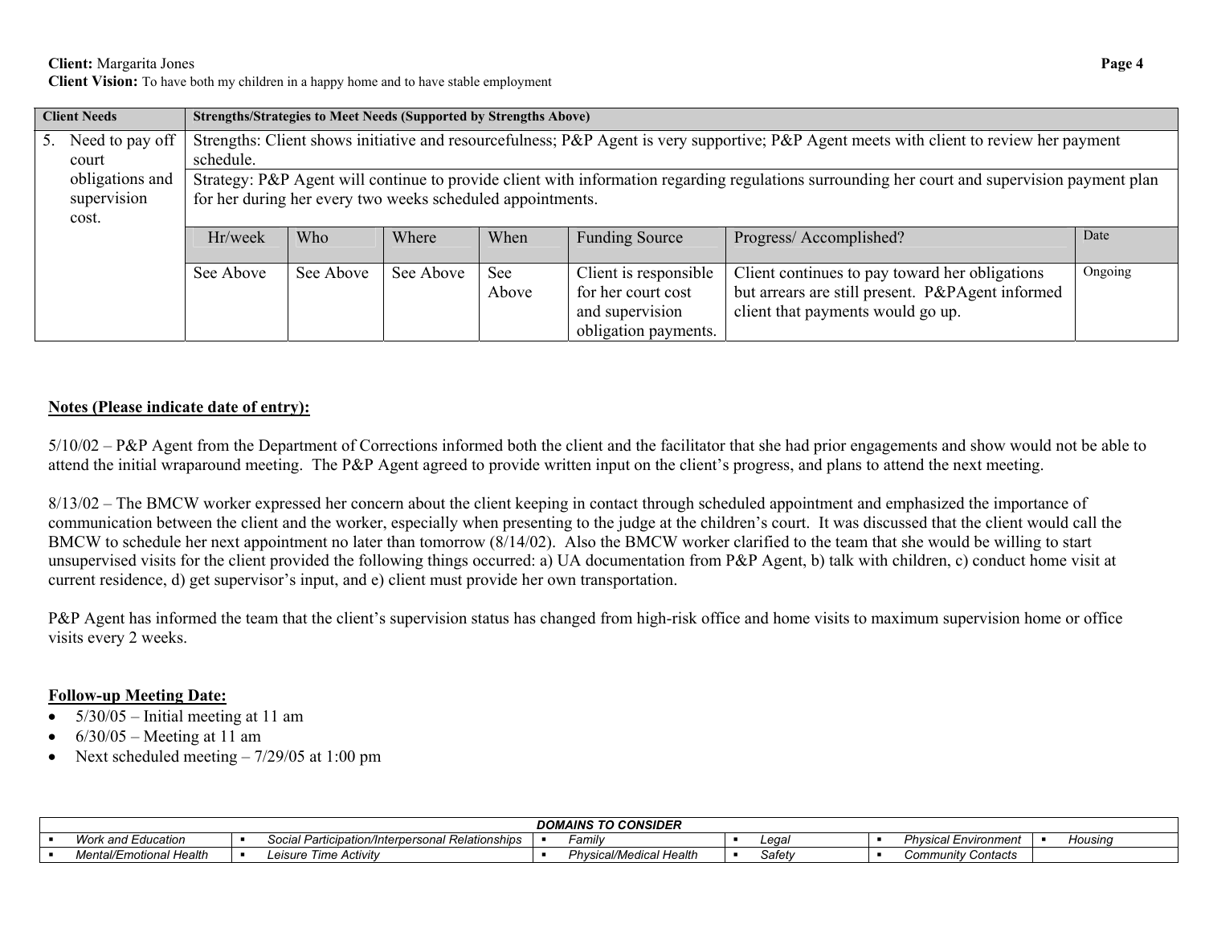**Client:** Margarita Jones
**Client Vision:** To have both my children in a happy home and to have stable employment

| Client Needs | Strengths/Strategies to Meet Needs (Supported by Strengths Above) | | | | | | |
|---|---|---|---|---|---|---|---|
| 5. Need to pay off court obligations and supervision cost. | Strengths: Client shows initiative and resourcefulness; P&P Agent is very supportive; P&P Agent meets with client to review her payment schedule. | | | | | | |
| | Strategy: P&P Agent will continue to provide client with information regarding regulations surrounding her court and supervision payment plan for her during her every two weeks scheduled appointments. | | | | | | |
| | Hr/week | Who | Where | When | Funding Source | Progress/ Accomplished? | Date |
| | See Above | See Above | See Above | See Above | Client is responsible for her court cost and supervision obligation payments. | Client continues to pay toward her obligations but arrears are still present. P&PAgent informed client that payments would go up. | Ongoing |

**Notes (Please indicate date of entry):**

5/10/02 – P&P Agent from the Department of Corrections informed both the client and the facilitator that she had prior engagements and show would not be able to attend the initial wraparound meeting. The P&P Agent agreed to provide written input on the client's progress, and plans to attend the next meeting.

8/13/02 – The BMCW worker expressed her concern about the client keeping in contact through scheduled appointment and emphasized the importance of communication between the client and the worker, especially when presenting to the judge at the children's court. It was discussed that the client would call the BMCW to schedule her next appointment no later than tomorrow (8/14/02). Also the BMCW worker clarified to the team that she would be willing to start unsupervised visits for the client provided the following things occurred: a) UA documentation from P&P Agent, b) talk with children, c) conduct home visit at current residence, d) get supervisor's input, and e) client must provide her own transportation.

P&P Agent has informed the team that the client's supervision status has changed from high-risk office and home visits to maximum supervision home or office visits every 2 weeks.

**Follow-up Meeting Date:**

- 5/30/05 – Initial meeting at 11 am
- 6/30/05 – Meeting at 11 am
- Next scheduled meeting – 7/29/05 at 1:00 pm

| *DOMAINS TO CONSIDER* | | | | | |
|---|---|---|---|---|---|
| ▪ *Work and Education* | ▪ *Social Participation/Interpersonal Relationships* | ▪ *Family* | ▪ *Legal* | ▪ *Physical Environment* | ▪ *Housing* |
| ▪ *Mental/Emotional Health* | ▪ *Leisure Time Activity* | ▪ *Physical/Medical Health* | ▪ *Safety* | ▪ *Community Contacts* | |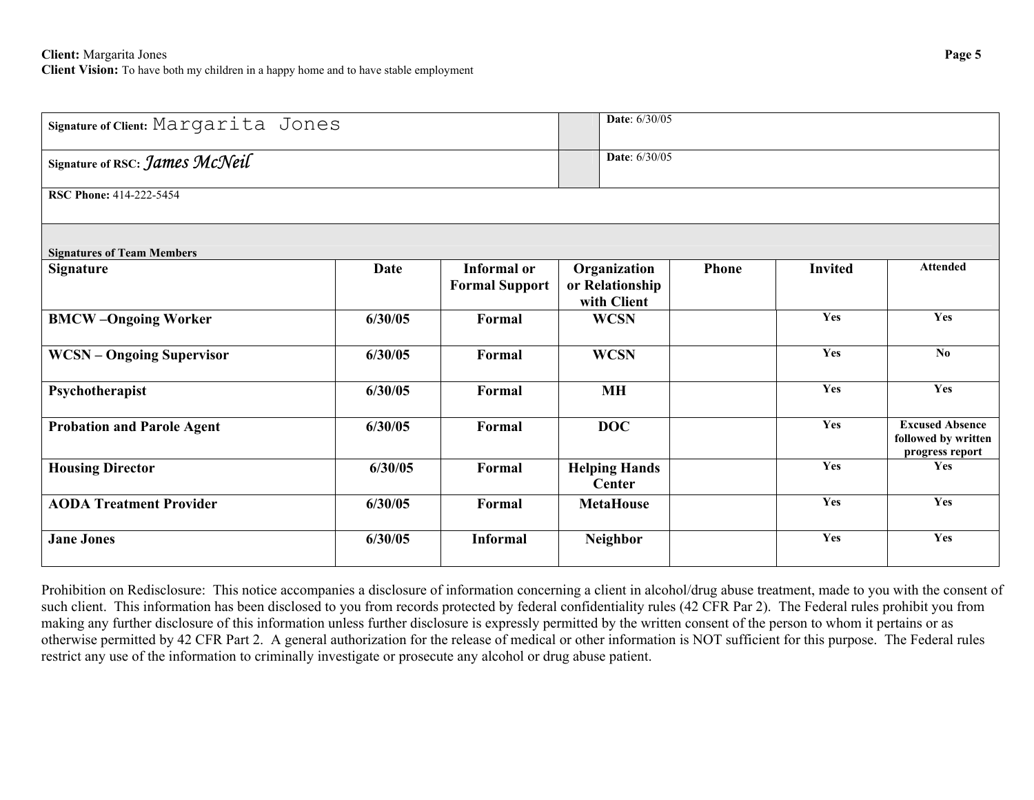**Client:** Margarita Jones
**Client Vision:** To have both my children in a happy home and to have stable employment

| | | |
|---|---|---|
| **Signature of Client:** Margarita Jones | | **Date**: 6/30/05 |
| **Signature of RSC:** *James McNeil* | | **Date**: 6/30/05 |
| **RSC Phone:** 414-222-5454 | | |

**Signatures of Team Members**

| Signature | Date | Informal or Formal Support | Organization or Relationship with Client | Phone | Invited | Attended |
|---|---|---|---|---|---|---|
| **BMCW –Ongoing Worker** | **6/30/05** | **Formal** | **WCSN** | | **Yes** | **Yes** |
| **WCSN – Ongoing Supervisor** | **6/30/05** | **Formal** | **WCSN** | | **Yes** | **No** |
| **Psychotherapist** | **6/30/05** | **Formal** | **MH** | | **Yes** | **Yes** |
| **Probation and Parole Agent** | **6/30/05** | **Formal** | **DOC** | | **Yes** | **Excused Absence followed by written progress report** |
| **Housing Director** | **6/30/05** | **Formal** | **Helping Hands Center** | | **Yes** | **Yes** |
| **AODA Treatment Provider** | **6/30/05** | **Formal** | **MetaHouse** | | **Yes** | **Yes** |
| **Jane Jones** | **6/30/05** | **Informal** | **Neighbor** | | **Yes** | **Yes** |

Prohibition on Redisclosure: This notice accompanies a disclosure of information concerning a client in alcohol/drug abuse treatment, made to you with the consent of such client. This information has been disclosed to you from records protected by federal confidentiality rules (42 CFR Par 2). The Federal rules prohibit you from making any further disclosure of this information unless further disclosure is expressly permitted by the written consent of the person to whom it pertains or as otherwise permitted by 42 CFR Part 2. A general authorization for the release of medical or other information is NOT sufficient for this purpose. The Federal rules restrict any use of the information to criminally investigate or prosecute any alcohol or drug abuse patient.